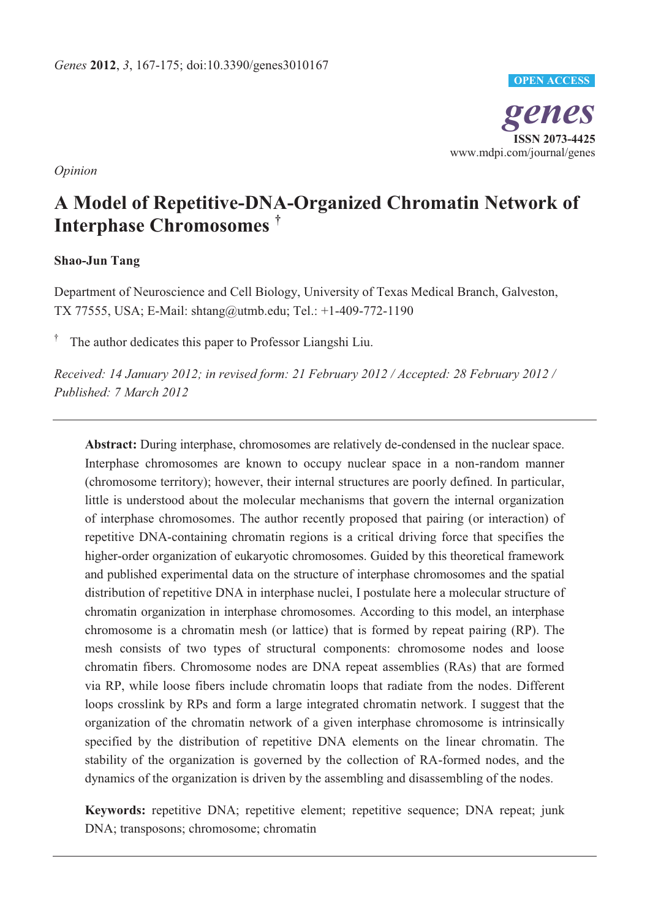*Opinion*

# A Model of Repetitive-DNA-Organized Chromatin Network of Interphase Chromosomes [†]

**Shao-Jun Tang**

Department of Neuroscience and Cell Biology, University of Texas Medical Branch, Galveston, TX 77555, USA; E-Mail: shtang@utmb.edu; Tel.: +1-409-772-1190

[†] The author dedicates this paper to Professor Liangshi Liu.

*Received: 14 January 2012; in revised form: 21 February 2012 / Accepted: 28 February 2012 / Published: 7 March 2012*

---

**Abstract:** During interphase, chromosomes are relatively de-condensed in the nuclear space. Interphase chromosomes are known to occupy nuclear space in a non-random manner (chromosome territory); however, their internal structures are poorly defined. In particular, little is understood about the molecular mechanisms that govern the internal organization of interphase chromosomes. The author recently proposed that pairing (or interaction) of repetitive DNA-containing chromatin regions is a critical driving force that specifies the higher-order organization of eukaryotic chromosomes. Guided by this theoretical framework and published experimental data on the structure of interphase chromosomes and the spatial distribution of repetitive DNA in interphase nuclei, I postulate here a molecular structure of chromatin organization in interphase chromosomes. According to this model, an interphase chromosome is a chromatin mesh (or lattice) that is formed by repeat pairing (RP). The mesh consists of two types of structural components: chromosome nodes and loose chromatin fibers. Chromosome nodes are DNA repeat assemblies (RAs) that are formed via RP, while loose fibers include chromatin loops that radiate from the nodes. Different loops crosslink by RPs and form a large integrated chromatin network. I suggest that the organization of the chromatin network of a given interphase chromosome is intrinsically specified by the distribution of repetitive DNA elements on the linear chromatin. The stability of the organization is governed by the collection of RA-formed nodes, and the dynamics of the organization is driven by the assembling and disassembling of the nodes.

**Keywords:** repetitive DNA; repetitive element; repetitive sequence; DNA repeat; junk DNA; transposons; chromosome; chromatin

---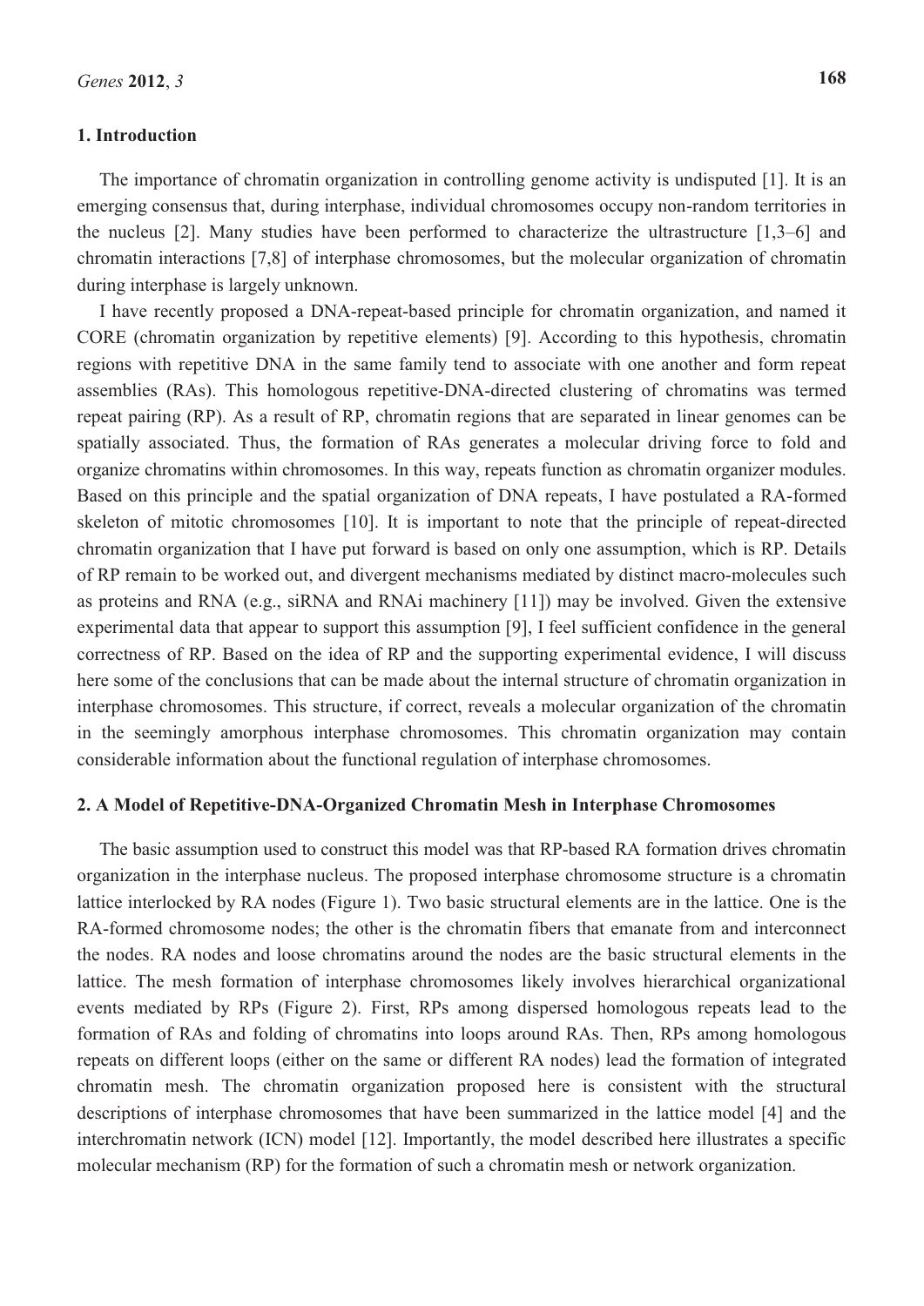## 1. Introduction

The importance of chromatin organization in controlling genome activity is undisputed [1]. It is an emerging consensus that, during interphase, individual chromosomes occupy non-random territories in the nucleus [2]. Many studies have been performed to characterize the ultrastructure [1,3–6] and chromatin interactions [7,8] of interphase chromosomes, but the molecular organization of chromatin during interphase is largely unknown.

I have recently proposed a DNA-repeat-based principle for chromatin organization, and named it CORE (chromatin organization by repetitive elements) [9]. According to this hypothesis, chromatin regions with repetitive DNA in the same family tend to associate with one another and form repeat assemblies (RAs). This homologous repetitive-DNA-directed clustering of chromatins was termed repeat pairing (RP). As a result of RP, chromatin regions that are separated in linear genomes can be spatially associated. Thus, the formation of RAs generates a molecular driving force to fold and organize chromatins within chromosomes. In this way, repeats function as chromatin organizer modules. Based on this principle and the spatial organization of DNA repeats, I have postulated a RA-formed skeleton of mitotic chromosomes [10]. It is important to note that the principle of repeat-directed chromatin organization that I have put forward is based on only one assumption, which is RP. Details of RP remain to be worked out, and divergent mechanisms mediated by distinct macro-molecules such as proteins and RNA (e.g., siRNA and RNAi machinery [11]) may be involved. Given the extensive experimental data that appear to support this assumption [9], I feel sufficient confidence in the general correctness of RP. Based on the idea of RP and the supporting experimental evidence, I will discuss here some of the conclusions that can be made about the internal structure of chromatin organization in interphase chromosomes. This structure, if correct, reveals a molecular organization of the chromatin in the seemingly amorphous interphase chromosomes. This chromatin organization may contain considerable information about the functional regulation of interphase chromosomes.

## 2. A Model of Repetitive-DNA-Organized Chromatin Mesh in Interphase Chromosomes

The basic assumption used to construct this model was that RP-based RA formation drives chromatin organization in the interphase nucleus. The proposed interphase chromosome structure is a chromatin lattice interlocked by RA nodes (Figure 1). Two basic structural elements are in the lattice. One is the RA-formed chromosome nodes; the other is the chromatin fibers that emanate from and interconnect the nodes. RA nodes and loose chromatins around the nodes are the basic structural elements in the lattice. The mesh formation of interphase chromosomes likely involves hierarchical organizational events mediated by RPs (Figure 2). First, RPs among dispersed homologous repeats lead to the formation of RAs and folding of chromatins into loops around RAs. Then, RPs among homologous repeats on different loops (either on the same or different RA nodes) lead the formation of integrated chromatin mesh. The chromatin organization proposed here is consistent with the structural descriptions of interphase chromosomes that have been summarized in the lattice model [4] and the interchromatin network (ICN) model [12]. Importantly, the model described here illustrates a specific molecular mechanism (RP) for the formation of such a chromatin mesh or network organization.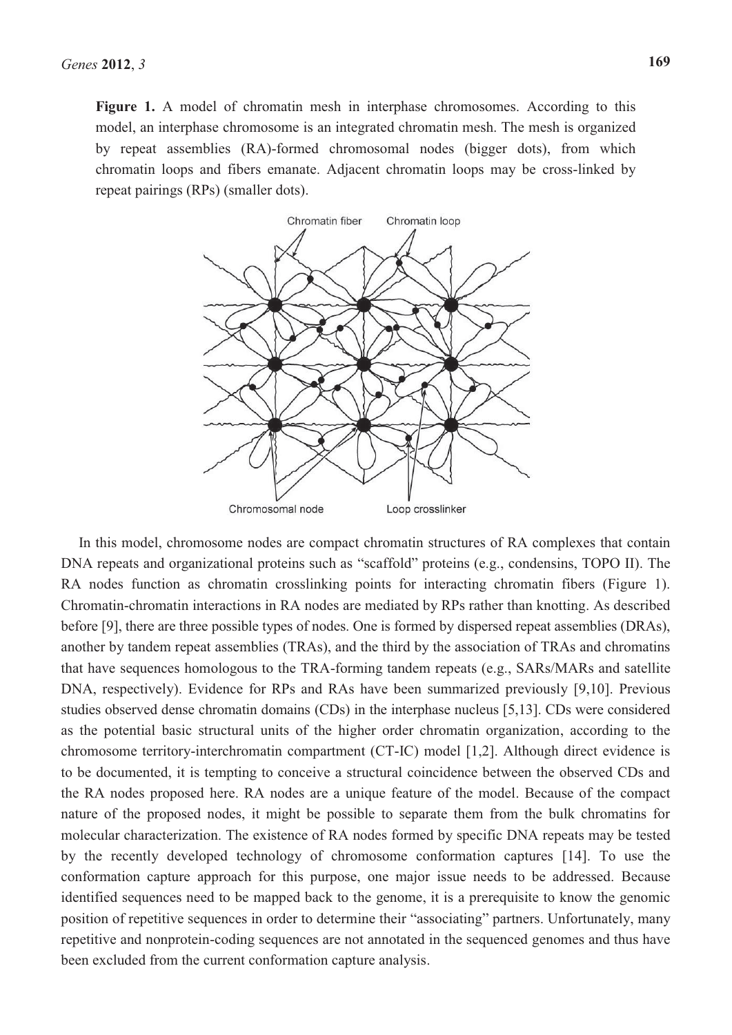**Figure 1.** A model of chromatin mesh in interphase chromosomes. According to this model, an interphase chromosome is an integrated chromatin mesh. The mesh is organized by repeat assemblies (RA)-formed chromosomal nodes (bigger dots), from which chromatin loops and fibers emanate. Adjacent chromatin loops may be cross-linked by repeat pairings (RPs) (smaller dots).

In this model, chromosome nodes are compact chromatin structures of RA complexes that contain DNA repeats and organizational proteins such as "scaffold" proteins (e.g., condensins, TOPO II). The RA nodes function as chromatin crosslinking points for interacting chromatin fibers (Figure 1). Chromatin-chromatin interactions in RA nodes are mediated by RPs rather than knotting. As described before [9], there are three possible types of nodes. One is formed by dispersed repeat assemblies (DRAs), another by tandem repeat assemblies (TRAs), and the third by the association of TRAs and chromatins that have sequences homologous to the TRA-forming tandem repeats (e.g., SARs/MARs and satellite DNA, respectively). Evidence for RPs and RAs have been summarized previously [9,10]. Previous studies observed dense chromatin domains (CDs) in the interphase nucleus [5,13]. CDs were considered as the potential basic structural units of the higher order chromatin organization, according to the chromosome territory-interchromatin compartment (CT-IC) model [1,2]. Although direct evidence is to be documented, it is tempting to conceive a structural coincidence between the observed CDs and the RA nodes proposed here. RA nodes are a unique feature of the model. Because of the compact nature of the proposed nodes, it might be possible to separate them from the bulk chromatins for molecular characterization. The existence of RA nodes formed by specific DNA repeats may be tested by the recently developed technology of chromosome conformation captures [14]. To use the conformation capture approach for this purpose, one major issue needs to be addressed. Because identified sequences need to be mapped back to the genome, it is a prerequisite to know the genomic position of repetitive sequences in order to determine their "associating" partners. Unfortunately, many repetitive and nonprotein-coding sequences are not annotated in the sequenced genomes and thus have been excluded from the current conformation capture analysis.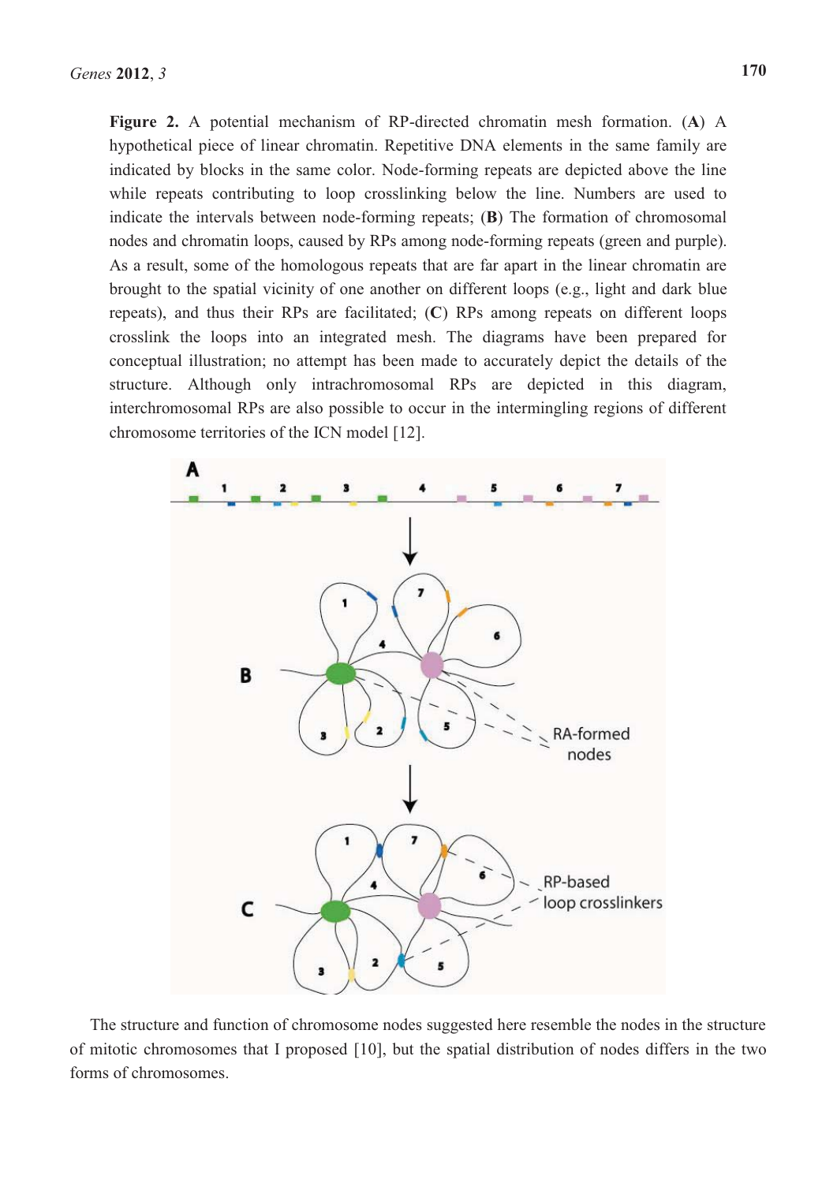**Figure 2.** A potential mechanism of RP-directed chromatin mesh formation. (**A**) A hypothetical piece of linear chromatin. Repetitive DNA elements in the same family are indicated by blocks in the same color. Node-forming repeats are depicted above the line while repeats contributing to loop crosslinking below the line. Numbers are used to indicate the intervals between node-forming repeats; (**B**) The formation of chromosomal nodes and chromatin loops, caused by RPs among node-forming repeats (green and purple). As a result, some of the homologous repeats that are far apart in the linear chromatin are brought to the spatial vicinity of one another on different loops (e.g., light and dark blue repeats), and thus their RPs are facilitated; (**C**) RPs among repeats on different loops crosslink the loops into an integrated mesh. The diagrams have been prepared for conceptual illustration; no attempt has been made to accurately depict the details of the structure. Although only intrachromosomal RPs are depicted in this diagram, interchromosomal RPs are also possible to occur in the intermingling regions of different chromosome territories of the ICN model [12].

The structure and function of chromosome nodes suggested here resemble the nodes in the structure of mitotic chromosomes that I proposed [10], but the spatial distribution of nodes differs in the two forms of chromosomes.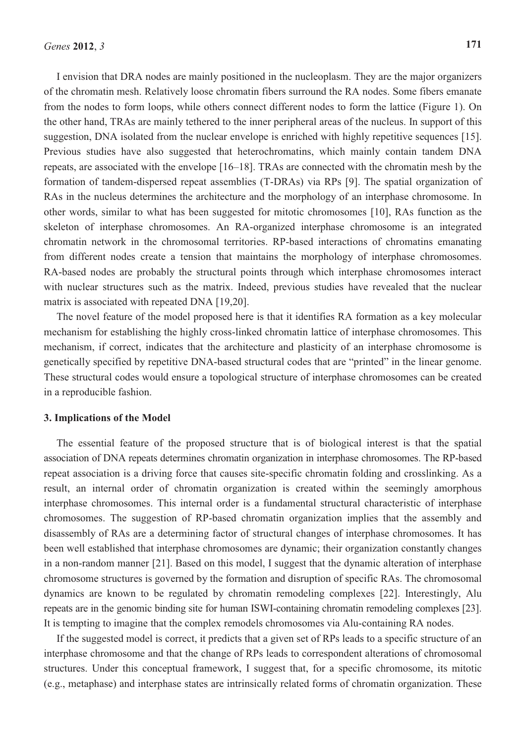I envision that DRA nodes are mainly positioned in the nucleoplasm. They are the major organizers of the chromatin mesh. Relatively loose chromatin fibers surround the RA nodes. Some fibers emanate from the nodes to form loops, while others connect different nodes to form the lattice (Figure 1). On the other hand, TRAs are mainly tethered to the inner peripheral areas of the nucleus. In support of this suggestion, DNA isolated from the nuclear envelope is enriched with highly repetitive sequences [15]. Previous studies have also suggested that heterochromatins, which mainly contain tandem DNA repeats, are associated with the envelope [16–18]. TRAs are connected with the chromatin mesh by the formation of tandem-dispersed repeat assemblies (T-DRAs) via RPs [9]. The spatial organization of RAs in the nucleus determines the architecture and the morphology of an interphase chromosome. In other words, similar to what has been suggested for mitotic chromosomes [10], RAs function as the skeleton of interphase chromosomes. An RA-organized interphase chromosome is an integrated chromatin network in the chromosomal territories. RP-based interactions of chromatins emanating from different nodes create a tension that maintains the morphology of interphase chromosomes. RA-based nodes are probably the structural points through which interphase chromosomes interact with nuclear structures such as the matrix. Indeed, previous studies have revealed that the nuclear matrix is associated with repeated DNA [19,20].

The novel feature of the model proposed here is that it identifies RA formation as a key molecular mechanism for establishing the highly cross-linked chromatin lattice of interphase chromosomes. This mechanism, if correct, indicates that the architecture and plasticity of an interphase chromosome is genetically specified by repetitive DNA-based structural codes that are "printed" in the linear genome. These structural codes would ensure a topological structure of interphase chromosomes can be created in a reproducible fashion.

## 3. Implications of the Model

The essential feature of the proposed structure that is of biological interest is that the spatial association of DNA repeats determines chromatin organization in interphase chromosomes. The RP-based repeat association is a driving force that causes site-specific chromatin folding and crosslinking. As a result, an internal order of chromatin organization is created within the seemingly amorphous interphase chromosomes. This internal order is a fundamental structural characteristic of interphase chromosomes. The suggestion of RP-based chromatin organization implies that the assembly and disassembly of RAs are a determining factor of structural changes of interphase chromosomes. It has been well established that interphase chromosomes are dynamic; their organization constantly changes in a non-random manner [21]. Based on this model, I suggest that the dynamic alteration of interphase chromosome structures is governed by the formation and disruption of specific RAs. The chromosomal dynamics are known to be regulated by chromatin remodeling complexes [22]. Interestingly, Alu repeats are in the genomic binding site for human ISWI-containing chromatin remodeling complexes [23]. It is tempting to imagine that the complex remodels chromosomes via Alu-containing RA nodes.

If the suggested model is correct, it predicts that a given set of RPs leads to a specific structure of an interphase chromosome and that the change of RPs leads to correspondent alterations of chromosomal structures. Under this conceptual framework, I suggest that, for a specific chromosome, its mitotic (e.g., metaphase) and interphase states are intrinsically related forms of chromatin organization. These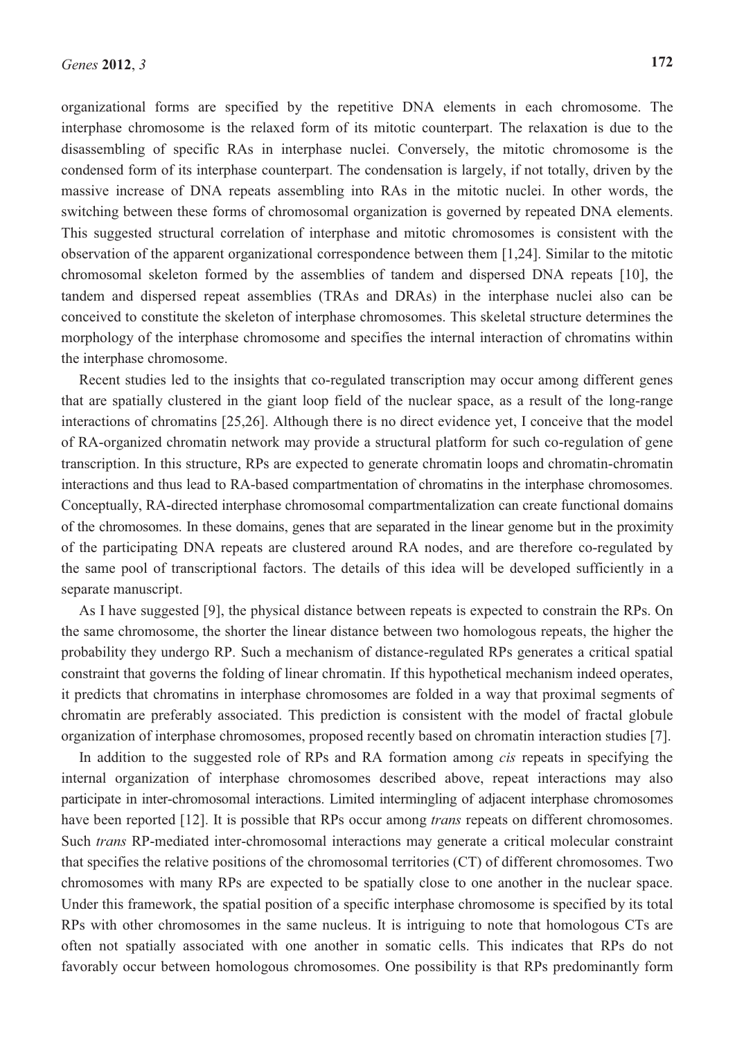organizational forms are specified by the repetitive DNA elements in each chromosome. The interphase chromosome is the relaxed form of its mitotic counterpart. The relaxation is due to the disassembling of specific RAs in interphase nuclei. Conversely, the mitotic chromosome is the condensed form of its interphase counterpart. The condensation is largely, if not totally, driven by the massive increase of DNA repeats assembling into RAs in the mitotic nuclei. In other words, the switching between these forms of chromosomal organization is governed by repeated DNA elements. This suggested structural correlation of interphase and mitotic chromosomes is consistent with the observation of the apparent organizational correspondence between them [1,24]. Similar to the mitotic chromosomal skeleton formed by the assemblies of tandem and dispersed DNA repeats [10], the tandem and dispersed repeat assemblies (TRAs and DRAs) in the interphase nuclei also can be conceived to constitute the skeleton of interphase chromosomes. This skeletal structure determines the morphology of the interphase chromosome and specifies the internal interaction of chromatins within the interphase chromosome.

Recent studies led to the insights that co-regulated transcription may occur among different genes that are spatially clustered in the giant loop field of the nuclear space, as a result of the long-range interactions of chromatins [25,26]. Although there is no direct evidence yet, I conceive that the model of RA-organized chromatin network may provide a structural platform for such co-regulation of gene transcription. In this structure, RPs are expected to generate chromatin loops and chromatin-chromatin interactions and thus lead to RA-based compartmentation of chromatins in the interphase chromosomes. Conceptually, RA-directed interphase chromosomal compartmentalization can create functional domains of the chromosomes. In these domains, genes that are separated in the linear genome but in the proximity of the participating DNA repeats are clustered around RA nodes, and are therefore co-regulated by the same pool of transcriptional factors. The details of this idea will be developed sufficiently in a separate manuscript.

As I have suggested [9], the physical distance between repeats is expected to constrain the RPs. On the same chromosome, the shorter the linear distance between two homologous repeats, the higher the probability they undergo RP. Such a mechanism of distance-regulated RPs generates a critical spatial constraint that governs the folding of linear chromatin. If this hypothetical mechanism indeed operates, it predicts that chromatins in interphase chromosomes are folded in a way that proximal segments of chromatin are preferably associated. This prediction is consistent with the model of fractal globule organization of interphase chromosomes, proposed recently based on chromatin interaction studies [7].

In addition to the suggested role of RPs and RA formation among *cis* repeats in specifying the internal organization of interphase chromosomes described above, repeat interactions may also participate in inter-chromosomal interactions. Limited intermingling of adjacent interphase chromosomes have been reported [12]. It is possible that RPs occur among *trans* repeats on different chromosomes. Such *trans* RP-mediated inter-chromosomal interactions may generate a critical molecular constraint that specifies the relative positions of the chromosomal territories (CT) of different chromosomes. Two chromosomes with many RPs are expected to be spatially close to one another in the nuclear space. Under this framework, the spatial position of a specific interphase chromosome is specified by its total RPs with other chromosomes in the same nucleus. It is intriguing to note that homologous CTs are often not spatially associated with one another in somatic cells. This indicates that RPs do not favorably occur between homologous chromosomes. One possibility is that RPs predominantly form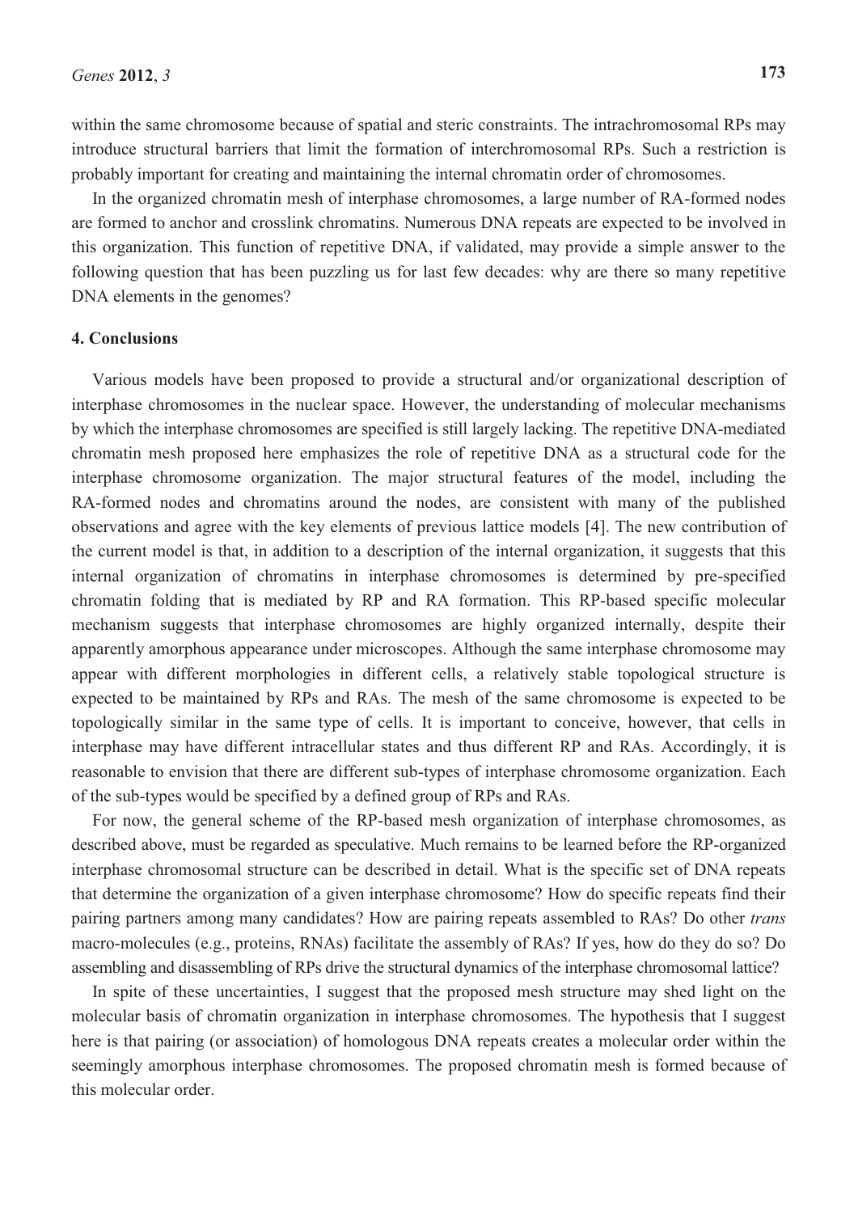within the same chromosome because of spatial and steric constraints. The intrachromosomal RPs may introduce structural barriers that limit the formation of interchromosomal RPs. Such a restriction is probably important for creating and maintaining the internal chromatin order of chromosomes.

In the organized chromatin mesh of interphase chromosomes, a large number of RA-formed nodes are formed to anchor and crosslink chromatins. Numerous DNA repeats are expected to be involved in this organization. This function of repetitive DNA, if validated, may provide a simple answer to the following question that has been puzzling us for last few decades: why are there so many repetitive DNA elements in the genomes?

## 4. Conclusions

Various models have been proposed to provide a structural and/or organizational description of interphase chromosomes in the nuclear space. However, the understanding of molecular mechanisms by which the interphase chromosomes are specified is still largely lacking. The repetitive DNA-mediated chromatin mesh proposed here emphasizes the role of repetitive DNA as a structural code for the interphase chromosome organization. The major structural features of the model, including the RA-formed nodes and chromatins around the nodes, are consistent with many of the published observations and agree with the key elements of previous lattice models [4]. The new contribution of the current model is that, in addition to a description of the internal organization, it suggests that this internal organization of chromatins in interphase chromosomes is determined by pre-specified chromatin folding that is mediated by RP and RA formation. This RP-based specific molecular mechanism suggests that interphase chromosomes are highly organized internally, despite their apparently amorphous appearance under microscopes. Although the same interphase chromosome may appear with different morphologies in different cells, a relatively stable topological structure is expected to be maintained by RPs and RAs. The mesh of the same chromosome is expected to be topologically similar in the same type of cells. It is important to conceive, however, that cells in interphase may have different intracellular states and thus different RP and RAs. Accordingly, it is reasonable to envision that there are different sub-types of interphase chromosome organization. Each of the sub-types would be specified by a defined group of RPs and RAs.

For now, the general scheme of the RP-based mesh organization of interphase chromosomes, as described above, must be regarded as speculative. Much remains to be learned before the RP-organized interphase chromosomal structure can be described in detail. What is the specific set of DNA repeats that determine the organization of a given interphase chromosome? How do specific repeats find their pairing partners among many candidates? How are pairing repeats assembled to RAs? Do other *trans* macro-molecules (e.g., proteins, RNAs) facilitate the assembly of RAs? If yes, how do they do so? Do assembling and disassembling of RPs drive the structural dynamics of the interphase chromosomal lattice?

In spite of these uncertainties, I suggest that the proposed mesh structure may shed light on the molecular basis of chromatin organization in interphase chromosomes. The hypothesis that I suggest here is that pairing (or association) of homologous DNA repeats creates a molecular order within the seemingly amorphous interphase chromosomes. The proposed chromatin mesh is formed because of this molecular order.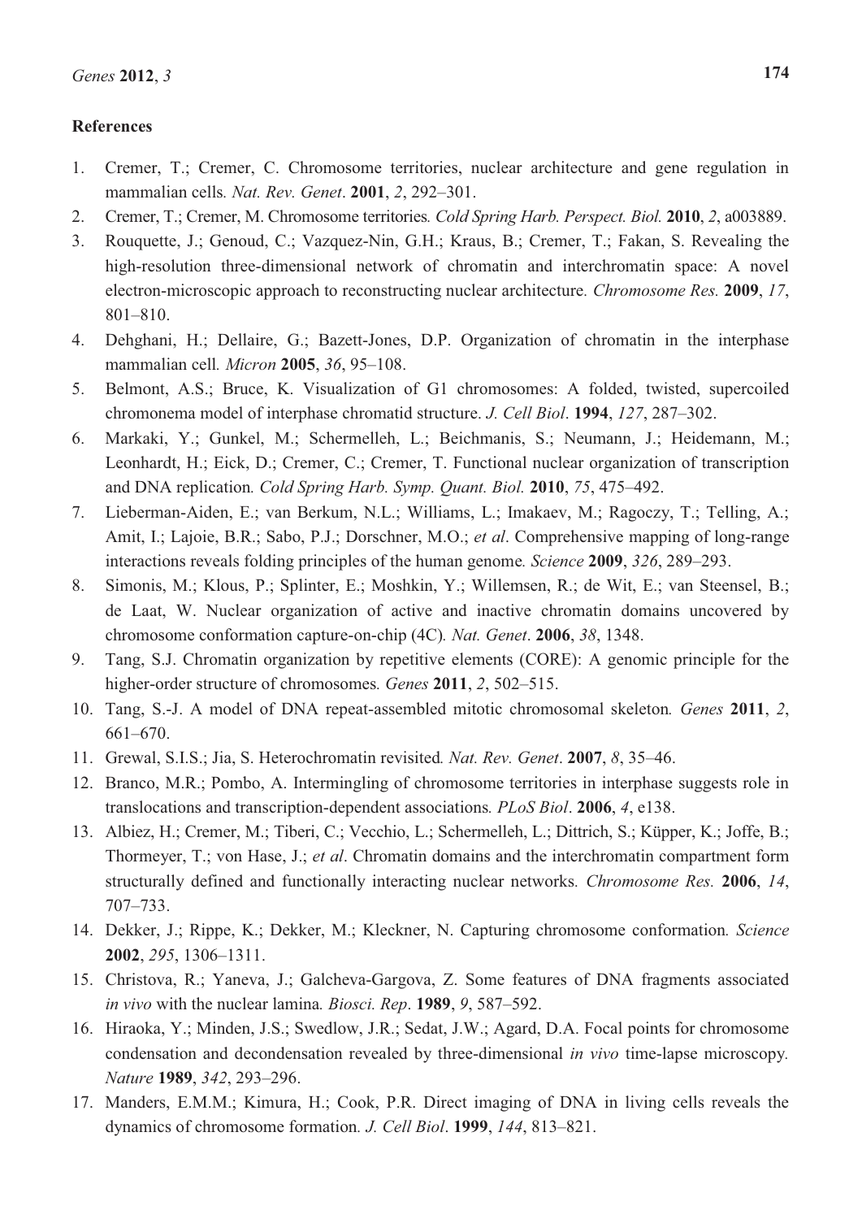## References

1. Cremer, T.; Cremer, C. Chromosome territories, nuclear architecture and gene regulation in mammalian cells. *Nat. Rev. Genet*. **2001**, *2*, 292–301.
2. Cremer, T.; Cremer, M. Chromosome territories. *Cold Spring Harb. Perspect. Biol.* **2010**, *2*, a003889.
3. Rouquette, J.; Genoud, C.; Vazquez-Nin, G.H.; Kraus, B.; Cremer, T.; Fakan, S. Revealing the high-resolution three-dimensional network of chromatin and interchromatin space: A novel electron-microscopic approach to reconstructing nuclear architecture. *Chromosome Res.* **2009**, *17*, 801–810.
4. Dehghani, H.; Dellaire, G.; Bazett-Jones, D.P. Organization of chromatin in the interphase mammalian cell. *Micron* **2005**, *36*, 95–108.
5. Belmont, A.S.; Bruce, K. Visualization of G1 chromosomes: A folded, twisted, supercoiled chromonema model of interphase chromatid structure. *J. Cell Biol*. **1994**, *127*, 287–302.
6. Markaki, Y.; Gunkel, M.; Schermelleh, L.; Beichmanis, S.; Neumann, J.; Heidemann, M.; Leonhardt, H.; Eick, D.; Cremer, C.; Cremer, T. Functional nuclear organization of transcription and DNA replication. *Cold Spring Harb. Symp. Quant. Biol.* **2010**, *75*, 475–492.
7. Lieberman-Aiden, E.; van Berkum, N.L.; Williams, L.; Imakaev, M.; Ragoczy, T.; Telling, A.; Amit, I.; Lajoie, B.R.; Sabo, P.J.; Dorschner, M.O.; *et al*. Comprehensive mapping of long-range interactions reveals folding principles of the human genome. *Science* **2009**, *326*, 289–293.
8. Simonis, M.; Klous, P.; Splinter, E.; Moshkin, Y.; Willemsen, R.; de Wit, E.; van Steensel, B.; de Laat, W. Nuclear organization of active and inactive chromatin domains uncovered by chromosome conformation capture-on-chip (4C). *Nat. Genet*. **2006**, *38*, 1348.
9. Tang, S.J. Chromatin organization by repetitive elements (CORE): A genomic principle for the higher-order structure of chromosomes. *Genes* **2011**, *2*, 502–515.
10. Tang, S.-J. A model of DNA repeat-assembled mitotic chromosomal skeleton. *Genes* **2011**, *2*, 661–670.
11. Grewal, S.I.S.; Jia, S. Heterochromatin revisited. *Nat. Rev. Genet*. **2007**, *8*, 35–46.
12. Branco, M.R.; Pombo, A. Intermingling of chromosome territories in interphase suggests role in translocations and transcription-dependent associations. *PLoS Biol*. **2006**, *4*, e138.
13. Albiez, H.; Cremer, M.; Tiberi, C.; Vecchio, L.; Schermelleh, L.; Dittrich, S.; Küpper, K.; Joffe, B.; Thormeyer, T.; von Hase, J.; *et al*. Chromatin domains and the interchromatin compartment form structurally defined and functionally interacting nuclear networks. *Chromosome Res.* **2006**, *14*, 707–733.
14. Dekker, J.; Rippe, K.; Dekker, M.; Kleckner, N. Capturing chromosome conformation. *Science* **2002**, *295*, 1306–1311.
15. Christova, R.; Yaneva, J.; Galcheva-Gargova, Z. Some features of DNA fragments associated *in vivo* with the nuclear lamina. *Biosci. Rep*. **1989**, *9*, 587–592.
16. Hiraoka, Y.; Minden, J.S.; Swedlow, J.R.; Sedat, J.W.; Agard, D.A. Focal points for chromosome condensation and decondensation revealed by three-dimensional *in vivo* time-lapse microscopy. *Nature* **1989**, *342*, 293–296.
17. Manders, E.M.M.; Kimura, H.; Cook, P.R. Direct imaging of DNA in living cells reveals the dynamics of chromosome formation. *J. Cell Biol*. **1999**, *144*, 813–821.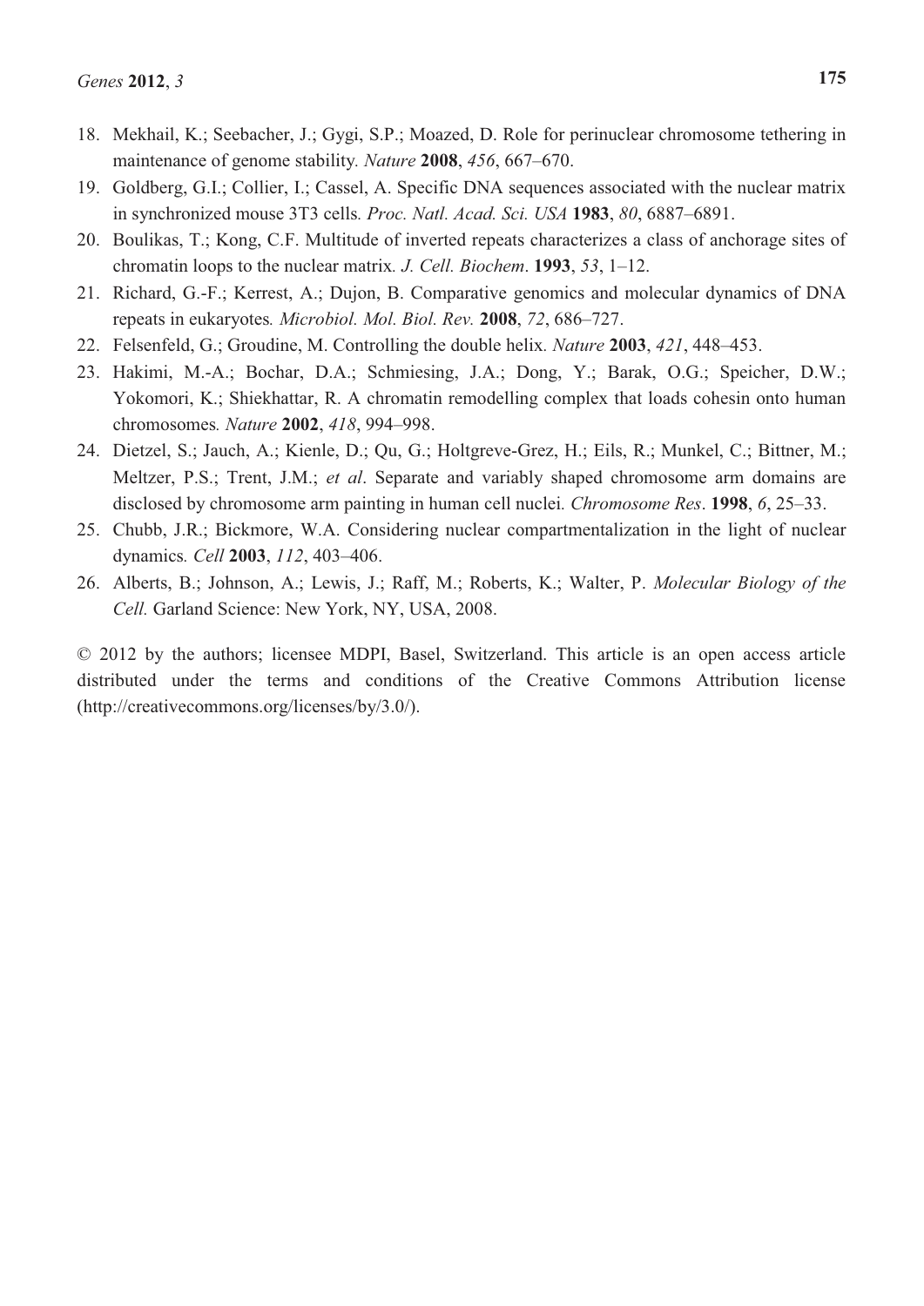18. Mekhail, K.; Seebacher, J.; Gygi, S.P.; Moazed, D. Role for perinuclear chromosome tethering in maintenance of genome stability. *Nature* **2008**, *456*, 667–670.
19. Goldberg, G.I.; Collier, I.; Cassel, A. Specific DNA sequences associated with the nuclear matrix in synchronized mouse 3T3 cells. *Proc. Natl. Acad. Sci. USA* **1983**, *80*, 6887–6891.
20. Boulikas, T.; Kong, C.F. Multitude of inverted repeats characterizes a class of anchorage sites of chromatin loops to the nuclear matrix. *J. Cell. Biochem*. **1993**, *53*, 1–12.
21. Richard, G.-F.; Kerrest, A.; Dujon, B. Comparative genomics and molecular dynamics of DNA repeats in eukaryotes. *Microbiol. Mol. Biol. Rev.* **2008**, *72*, 686–727.
22. Felsenfeld, G.; Groudine, M. Controlling the double helix. *Nature* **2003**, *421*, 448–453.
23. Hakimi, M.-A.; Bochar, D.A.; Schmiesing, J.A.; Dong, Y.; Barak, O.G.; Speicher, D.W.; Yokomori, K.; Shiekhattar, R. A chromatin remodelling complex that loads cohesin onto human chromosomes. *Nature* **2002**, *418*, 994–998.
24. Dietzel, S.; Jauch, A.; Kienle, D.; Qu, G.; Holtgreve-Grez, H.; Eils, R.; Munkel, C.; Bittner, M.; Meltzer, P.S.; Trent, J.M.; *et al*. Separate and variably shaped chromosome arm domains are disclosed by chromosome arm painting in human cell nuclei. *Chromosome Res*. **1998**, *6*, 25–33.
25. Chubb, J.R.; Bickmore, W.A. Considering nuclear compartmentalization in the light of nuclear dynamics. *Cell* **2003**, *112*, 403–406.
26. Alberts, B.; Johnson, A.; Lewis, J.; Raff, M.; Roberts, K.; Walter, P. *Molecular Biology of the Cell.* Garland Science: New York, NY, USA, 2008.

© 2012 by the authors; licensee MDPI, Basel, Switzerland. This article is an open access article distributed under the terms and conditions of the Creative Commons Attribution license (http://creativecommons.org/licenses/by/3.0/).